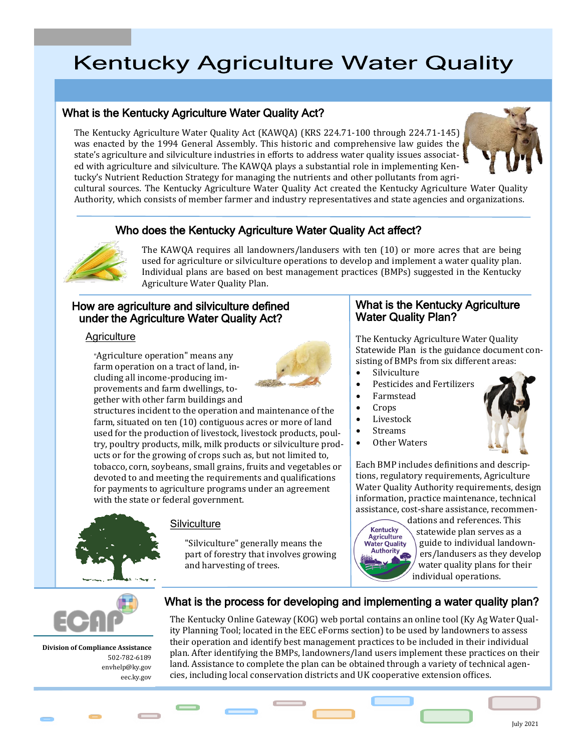# Kentucky Agriculture Water Quality

## What is the Kentucky Agriculture Water Quality Act?

The Kentucky Agriculture Water Quality Act (KAWQA) (KRS 224.71-100 through 224.71-145) was enacted by the 1994 General Assembly. This historic and comprehensive law guides the state's agriculture and silviculture industries in efforts to address water quality issues associated with agriculture and silviculture. The KAWQA plays a substantial role in implementing Kentucky's Nutrient Reduction Strategy for managing the nutrients and other pollutants from agricultural sources. The Kentucky Agriculture Water Quality Act created the Kentucky Agriculture Water Quality Authority, which consists of member farmer and industry representatives and state agencies and organizations.

## Who does the Kentucky Agriculture Water Quality Act affect?

The KAWQA requires all landowners/landusers with ten (10) or more acres that are being used for agriculture or silviculture operations to develop and implement a water quality plan. Individual plans are based on best management practices (BMPs) suggested in the Kentucky Agriculture Water Quality Plan.

## How are agriculture and silviculture defined under the Agriculture Water Quality Act?

### Agriculture

"Agriculture operation" means any farm operation on a tract of land, including all income-producing improvements and farm dwellings, together with other farm buildings and structures incident to the operation and maintenance of the farm, situated on ten (10) contiguous acres or more of land used for the production of livestock, livestock products, poultry, poultry products, milk, milk products or silviculture products or for the growing of crops such as, but not limited to, tobacco, corn, soybeans, small grains, fruits and vegetables or devoted to and meeting the requirements and qualifications for payments to agriculture programs under an agreement with the state or federal government.

### Silviculture

"Silviculture" generally means the part of forestry that involves growing and harvesting of trees.

## What is the Kentucky Agriculture Water Quality Plan?

The Kentucky Agriculture Water Quality Statewide Plan is the guidance document consisting of BMPs from six different areas:

- Silviculture
- Pesticides and Fertilizers
- Farmstead
- Crops
- Livestock
- Streams
- Other Waters

Each BMP includes definitions and descriptions, regulatory requirements, Agriculture Water Quality Authority requirements, design information, practice maintenance, technical assistance, cost-share assistance, recommendations and references. This statewide plan serves as a guide to individual landowners/landusers as they develop water quality plans for their individual operations.

## What is the process for developing and implementing a water quality plan?

The Kentucky Online Gateway (KOG) web portal contains an online tool (Ky Ag Water Quality Planning Tool; located in the EEC eForms section) to be used by landowners to assess their operation and identify best management practices to be included in their individual plan. After identifying the BMPs, landowners/land users implement these practices on their land. Assistance to complete the plan can be obtained through a variety of technical agencies, including local conservation districts and UK cooperative extension offices.

**Division of Compliance Assistance**
502-782-6189
envhelp@ky.gov
eec.ky.gov

July 2021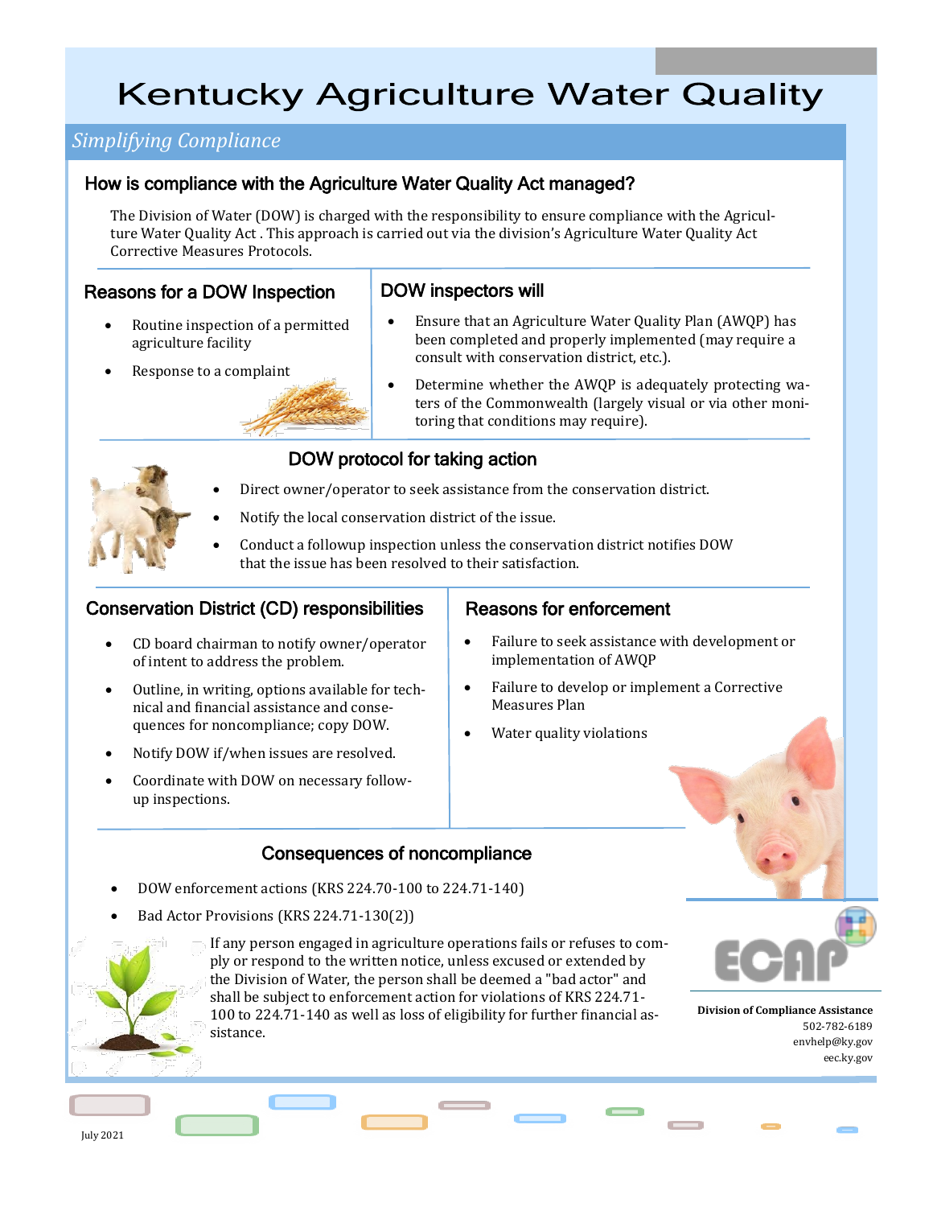# Kentucky Agriculture Water Quality

*Simplifying Compliance*

## How is compliance with the Agriculture Water Quality Act managed?

The Division of Water (DOW) is charged with the responsibility to ensure compliance with the Agriculture Water Quality Act . This approach is carried out via the division's Agriculture Water Quality Act Corrective Measures Protocols.

### Reasons for a DOW Inspection

- Routine inspection of a permitted agriculture facility
- Response to a complaint

### DOW inspectors will

- Ensure that an Agriculture Water Quality Plan (AWQP) has been completed and properly implemented (may require a consult with conservation district, etc.).
- Determine whether the AWQP is adequately protecting waters of the Commonwealth (largely visual or via other monitoring that conditions may require).

### DOW protocol for taking action

- Direct owner/operator to seek assistance from the conservation district.
- Notify the local conservation district of the issue.
- Conduct a followup inspection unless the conservation district notifies DOW that the issue has been resolved to their satisfaction.

### Conservation District (CD) responsibilities

- CD board chairman to notify owner/operator of intent to address the problem.
- Outline, in writing, options available for technical and financial assistance and consequences for noncompliance; copy DOW.
- Notify DOW if/when issues are resolved.
- Coordinate with DOW on necessary follow-up inspections.

### Reasons for enforcement

- Failure to seek assistance with development or implementation of AWQP
- Failure to develop or implement a Corrective Measures Plan
- Water quality violations

### Consequences of noncompliance

- DOW enforcement actions (KRS 224.70-100 to 224.71-140)
- Bad Actor Provisions (KRS 224.71-130(2))

If any person engaged in agriculture operations fails or refuses to comply or respond to the written notice, unless excused or extended by the Division of Water, the person shall be deemed a "bad actor" and shall be subject to enforcement action for violations of KRS 224.71-100 to 224.71-140 as well as loss of eligibility for further financial assistance.

ECAP

**Division of Compliance Assistance**
502-782-6189
envhelp@ky.gov
eec.ky.gov

July 2021